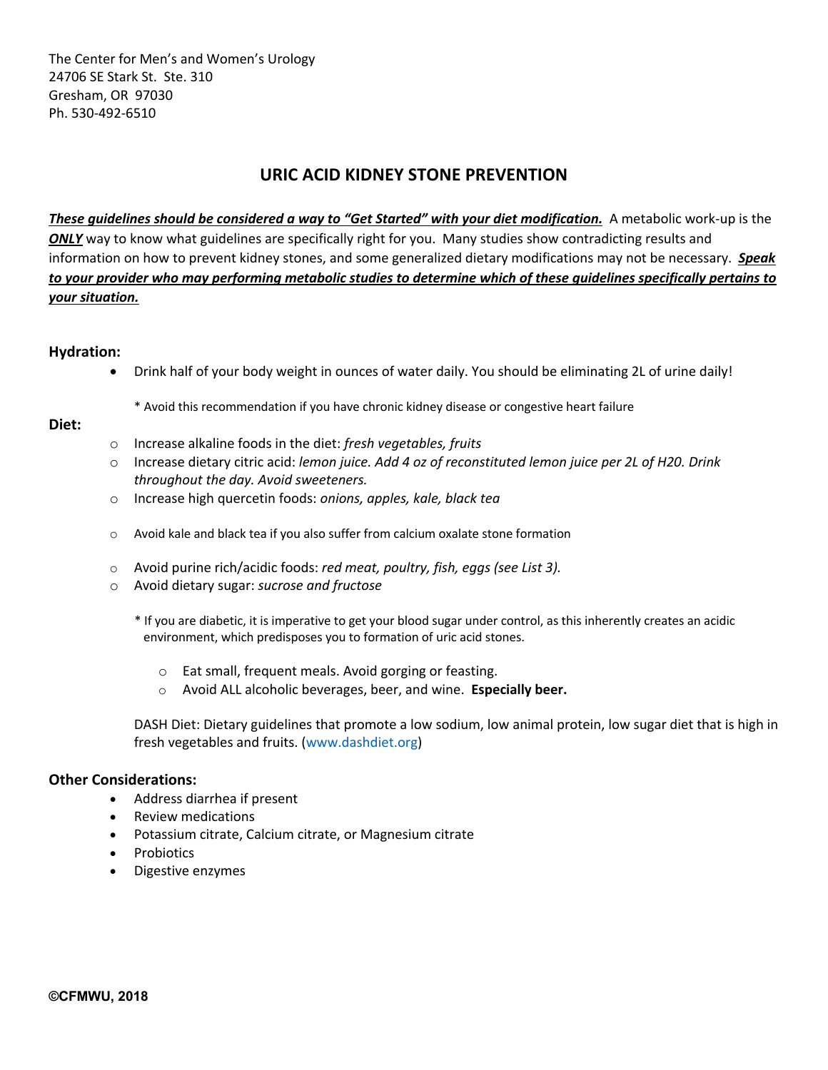The Center for Men's and Women's Urology
24706 SE Stark St. Ste. 310
Gresham, OR 97030
Ph. 530-492-6510

# URIC ACID KIDNEY STONE PREVENTION

***<u>These guidelines should be considered a way to "Get Started" with your diet modification.</u>*** A metabolic work-up is the ***<u>ONLY</u>*** way to know what guidelines are specifically right for you. Many studies show contradicting results and information on how to prevent kidney stones, and some generalized dietary modifications may not be necessary. ***<u>Speak to your provider who may performing metabolic studies to determine which of these guidelines specifically pertains to your situation.</u>***

**Hydration:**

- Drink half of your body weight in ounces of water daily. You should be eliminating 2L of urine daily!

  \* Avoid this recommendation if you have chronic kidney disease or congestive heart failure

**Diet:**

- Increase alkaline foods in the diet: *fresh vegetables, fruits*
- Increase dietary citric acid: *lemon juice. Add 4 oz of reconstituted lemon juice per 2L of H20. Drink throughout the day. Avoid sweeteners.*
- Increase high quercetin foods: *onions, apples, kale, black tea*
- Avoid kale and black tea if you also suffer from calcium oxalate stone formation
- Avoid purine rich/acidic foods: *red meat, poultry, fish, eggs (see List 3).*
- Avoid dietary sugar: *sucrose and fructose*

  \* If you are diabetic, it is imperative to get your blood sugar under control, as this inherently creates an acidic environment, which predisposes you to formation of uric acid stones.

  - Eat small, frequent meals. Avoid gorging or feasting.
  - Avoid ALL alcoholic beverages, beer, and wine. **Especially beer.**

  DASH Diet: Dietary guidelines that promote a low sodium, low animal protein, low sugar diet that is high in fresh vegetables and fruits. (www.dashdiet.org)

**Other Considerations:**

- Address diarrhea if present
- Review medications
- Potassium citrate, Calcium citrate, or Magnesium citrate
- Probiotics
- Digestive enzymes

**©CFMWU, 2018**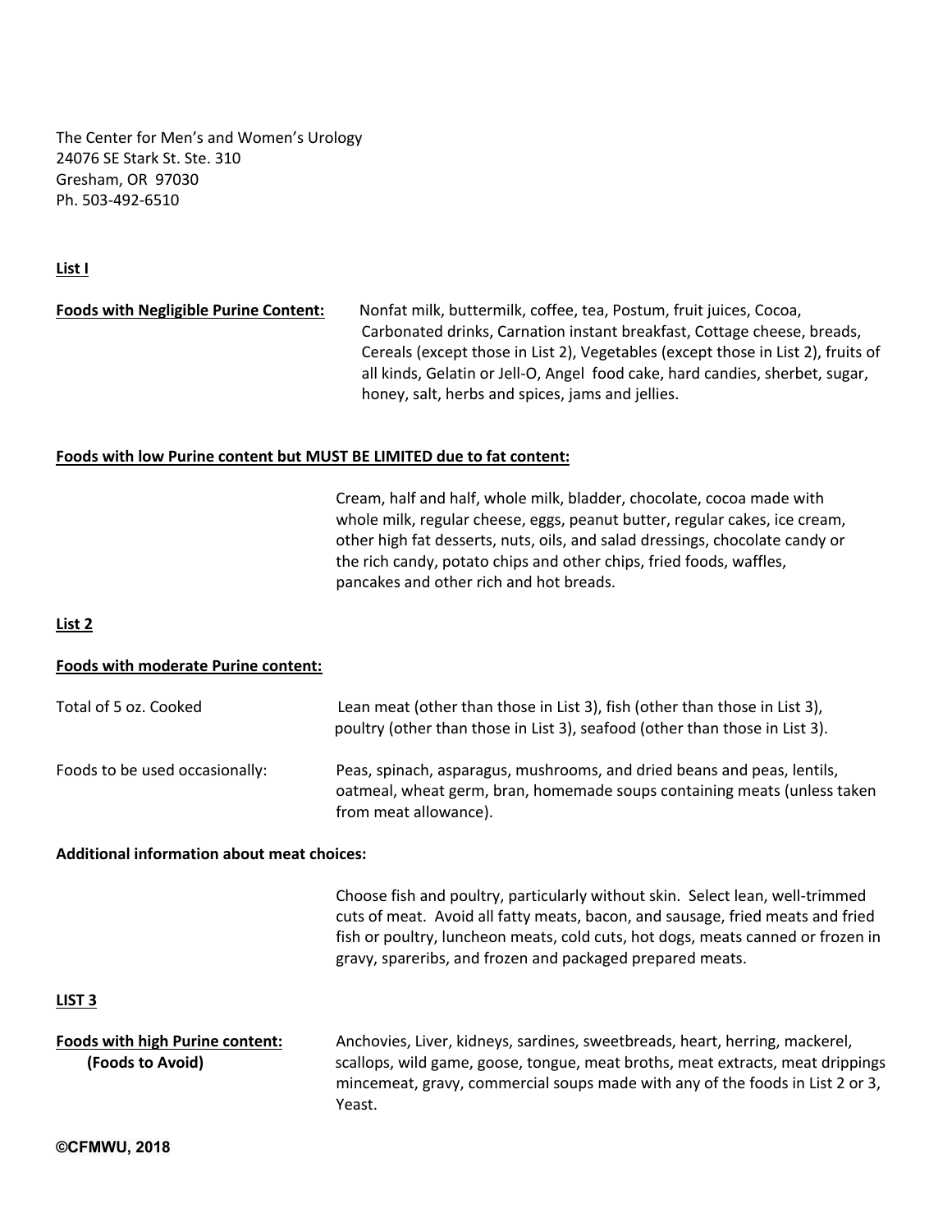The Center for Men's and Women's Urology
24076 SE Stark St. Ste. 310
Gresham, OR 97030
Ph. 503-492-6510

**List I**

**Foods with Negligible Purine Content:** Nonfat milk, buttermilk, coffee, tea, Postum, fruit juices, Cocoa, Carbonated drinks, Carnation instant breakfast, Cottage cheese, breads, Cereals (except those in List 2), Vegetables (except those in List 2), fruits of all kinds, Gelatin or Jell-O, Angel food cake, hard candies, sherbet, sugar, honey, salt, herbs and spices, jams and jellies.

**Foods with low Purine content but MUST BE LIMITED due to fat content:**

Cream, half and half, whole milk, bladder, chocolate, cocoa made with whole milk, regular cheese, eggs, peanut butter, regular cakes, ice cream, other high fat desserts, nuts, oils, and salad dressings, chocolate candy or the rich candy, potato chips and other chips, fried foods, waffles, pancakes and other rich and hot breads.

**List 2**

**Foods with moderate Purine content:**

Total of 5 oz. Cooked: Lean meat (other than those in List 3), fish (other than those in List 3), poultry (other than those in List 3), seafood (other than those in List 3).

Foods to be used occasionally: Peas, spinach, asparagus, mushrooms, and dried beans and peas, lentils, oatmeal, wheat germ, bran, homemade soups containing meats (unless taken from meat allowance).

**Additional information about meat choices:**

Choose fish and poultry, particularly without skin. Select lean, well-trimmed cuts of meat. Avoid all fatty meats, bacon, and sausage, fried meats and fried fish or poultry, luncheon meats, cold cuts, hot dogs, meats canned or frozen in gravy, spareribs, and frozen and packaged prepared meats.

**LIST 3**

**Foods with high Purine content:**
**(Foods to Avoid)**

Anchovies, Liver, kidneys, sardines, sweetbreads, heart, herring, mackerel, scallops, wild game, goose, tongue, meat broths, meat extracts, meat drippings mincemeat, gravy, commercial soups made with any of the foods in List 2 or 3, Yeast.

**©CFMWU, 2018**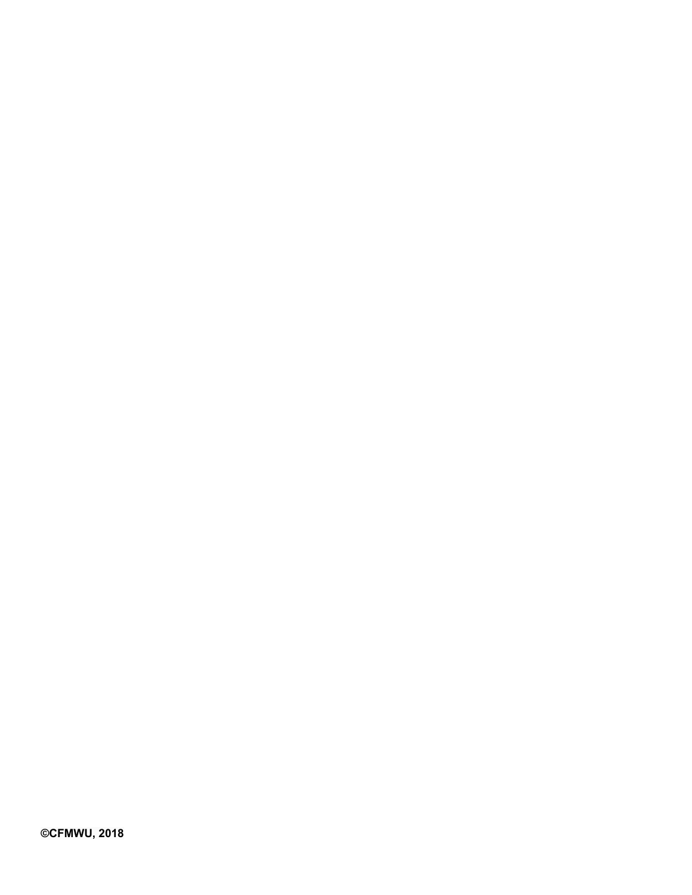**©CFMWU, 2018**